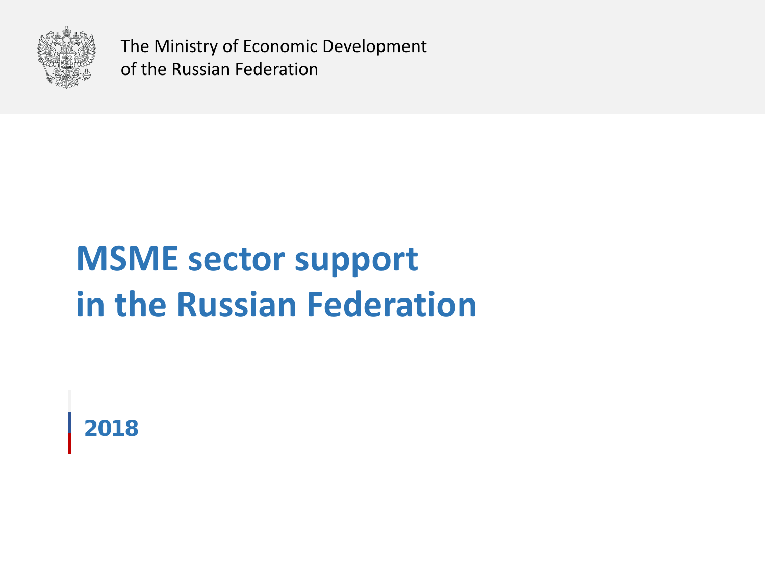The Ministry of Economic Development
of the Russian Federation

# MSME sector support in the Russian Federation

**2018**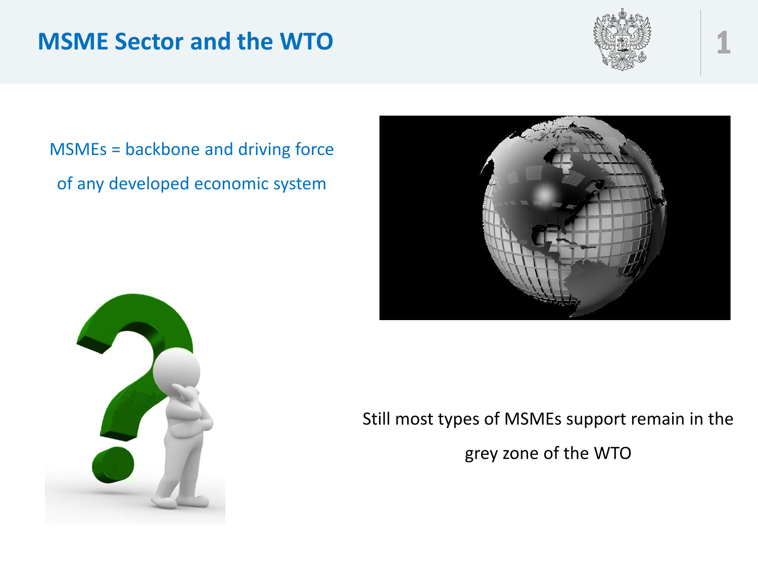# MSME Sector and the WTO

MSMEs = backbone and driving force of any developed economic system

Still most types of MSMEs support remain in the grey zone of the WTO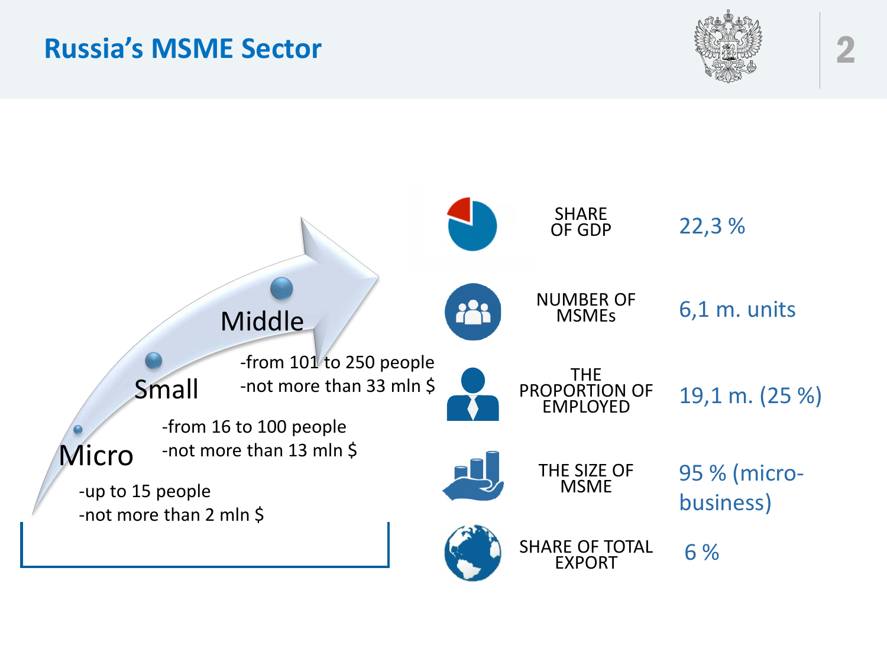# Russia's MSME Sector

**Micro**
- up to 15 people
- not more than 2 mln $

**Small**
- from 16 to 100 people
- not more than 13 mln $

**Middle**
- from 101 to 250 people
- not more than 33 mln $

| | |
|---|---|
| SHARE OF GDP | 22,3 % |
| NUMBER OF MSMEs | 6,1 m. units |
| THE PROPORTION OF EMPLOYED | 19,1 m. (25 %) |
| THE SIZE OF MSME | 95 % (micro-business) |
| SHARE OF TOTAL EXPORT | 6 % |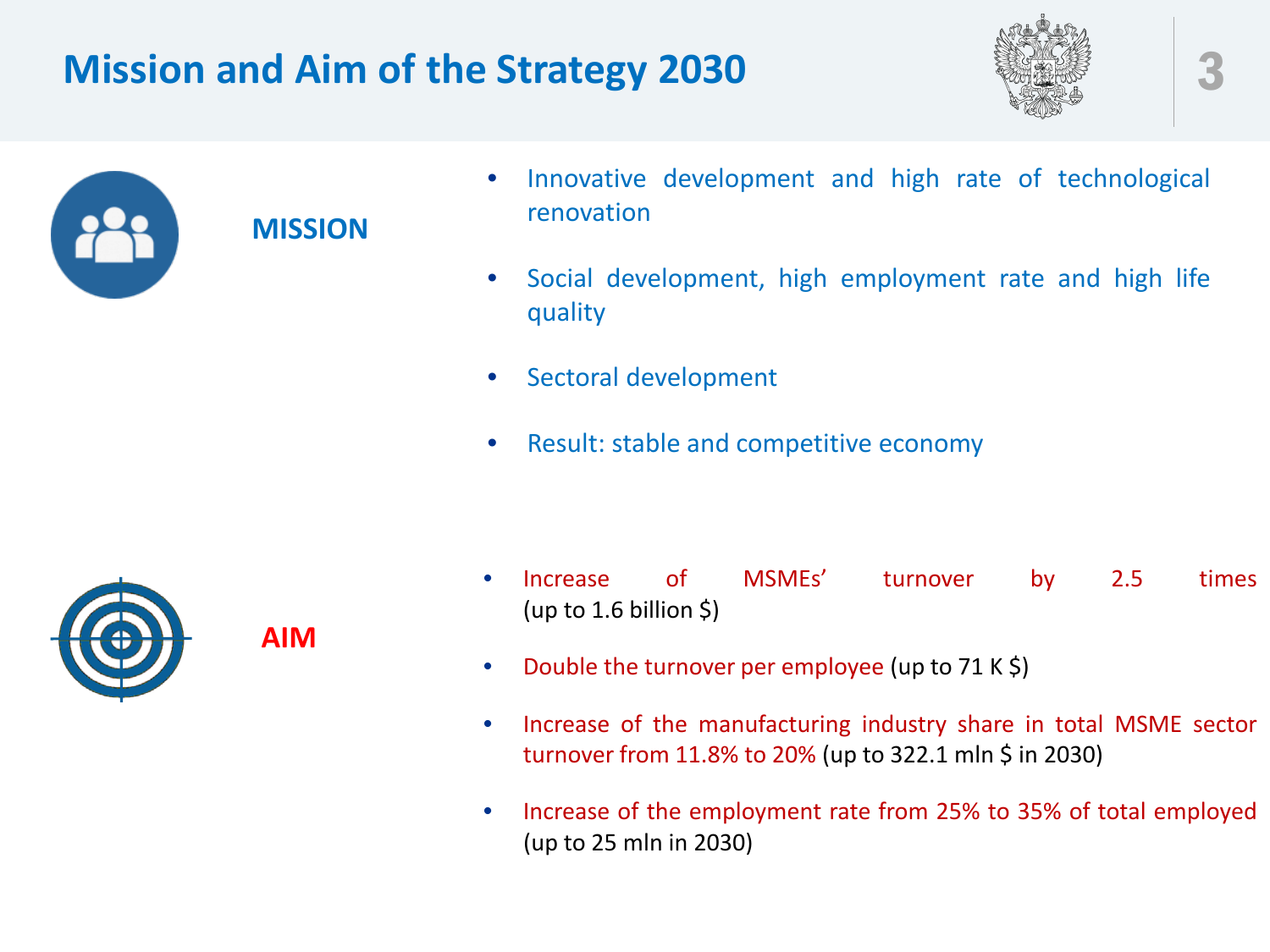# Mission and Aim of the Strategy 2030

## MISSION

- Innovative development and high rate of technological renovation
- Social development, high employment rate and high life quality
- Sectoral development
- Result: stable and competitive economy

## AIM

- Increase of MSMEs' turnover by 2.5 times (up to 1.6 billion $)
- Double the turnover per employee (up to 71 K $)
- Increase of the manufacturing industry share in total MSME sector turnover from 11.8% to 20% (up to 322.1 mln $ in 2030)
- Increase of the employment rate from 25% to 35% of total employed (up to 25 mln in 2030)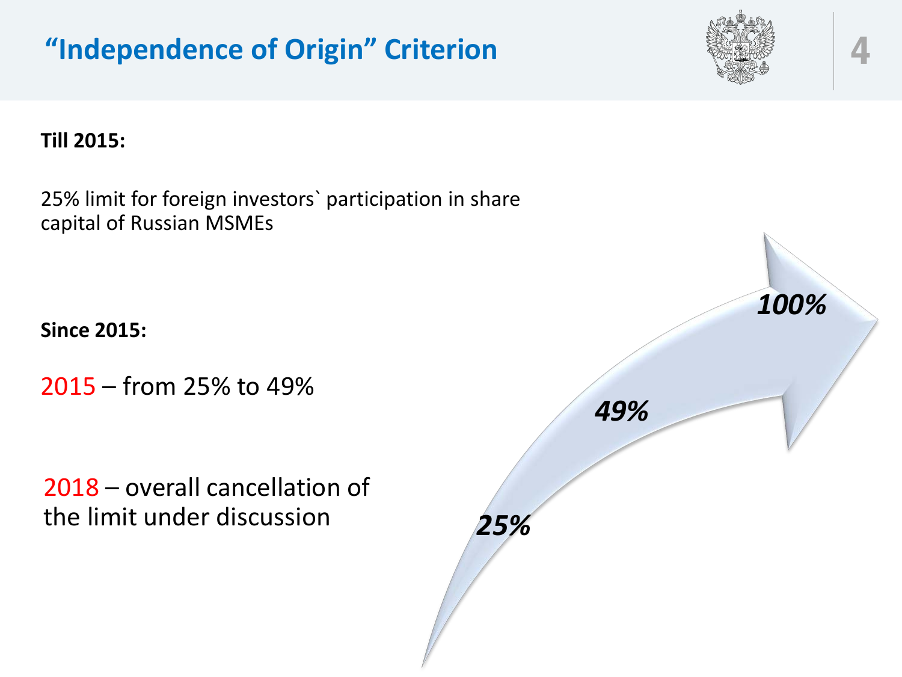# "Independence of Origin" Criterion

**Till 2015:**

25% limit for foreign investors` participation in share capital of Russian MSMEs

**Since 2015:**

2015 – from 25% to 49%

2018 – overall cancellation of the limit under discussion

*25%*

*49%*

*100%*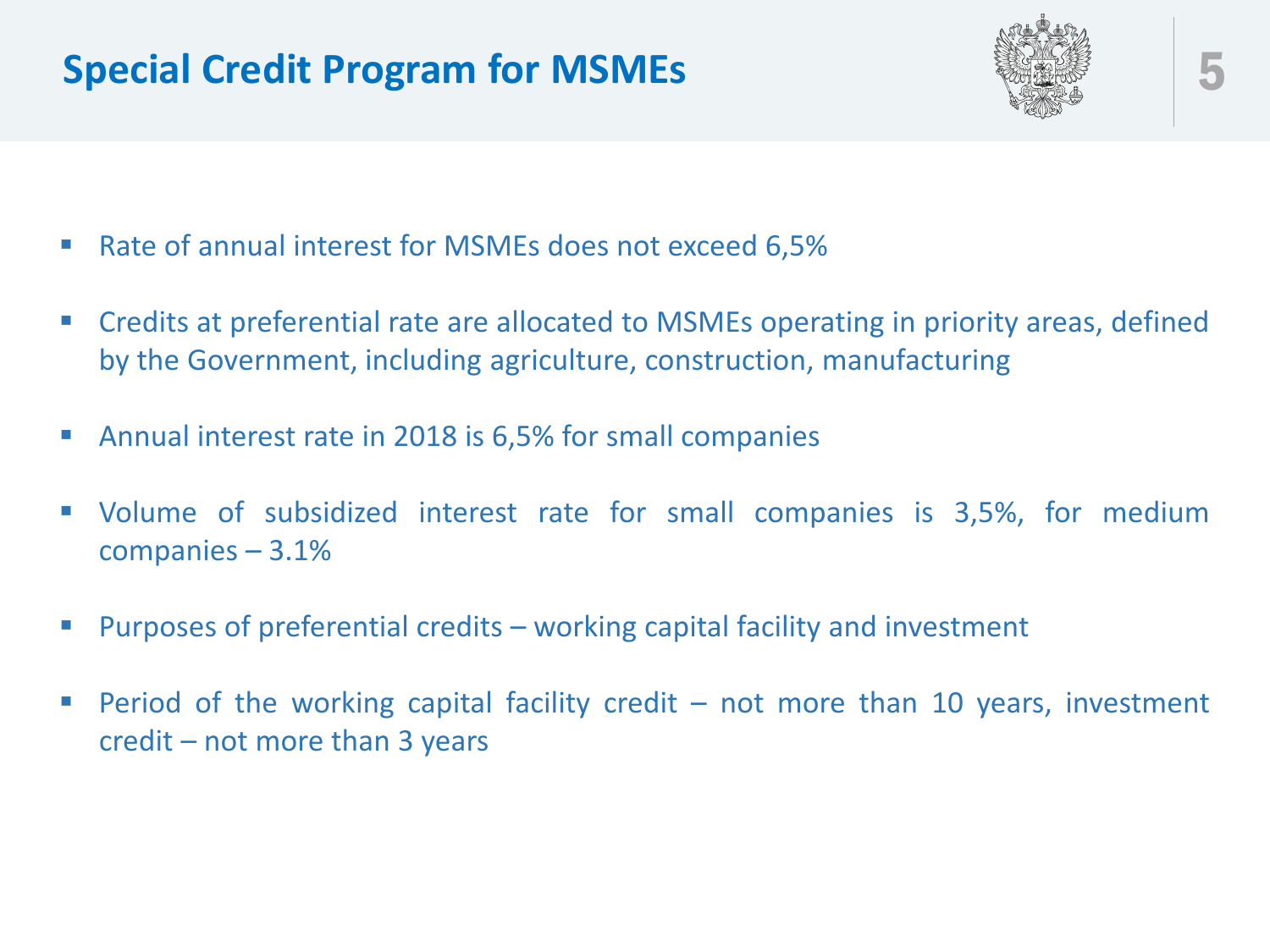# Special Credit Program for MSMEs

- Rate of annual interest for MSMEs does not exceed 6,5%
- Credits at preferential rate are allocated to MSMEs operating in priority areas, defined by the Government, including agriculture, construction, manufacturing
- Annual interest rate in 2018 is 6,5% for small companies
- Volume of subsidized interest rate for small companies is 3,5%, for medium companies – 3.1%
- Purposes of preferential credits – working capital facility and investment
- Period of the working capital facility credit – not more than 10 years, investment credit – not more than 3 years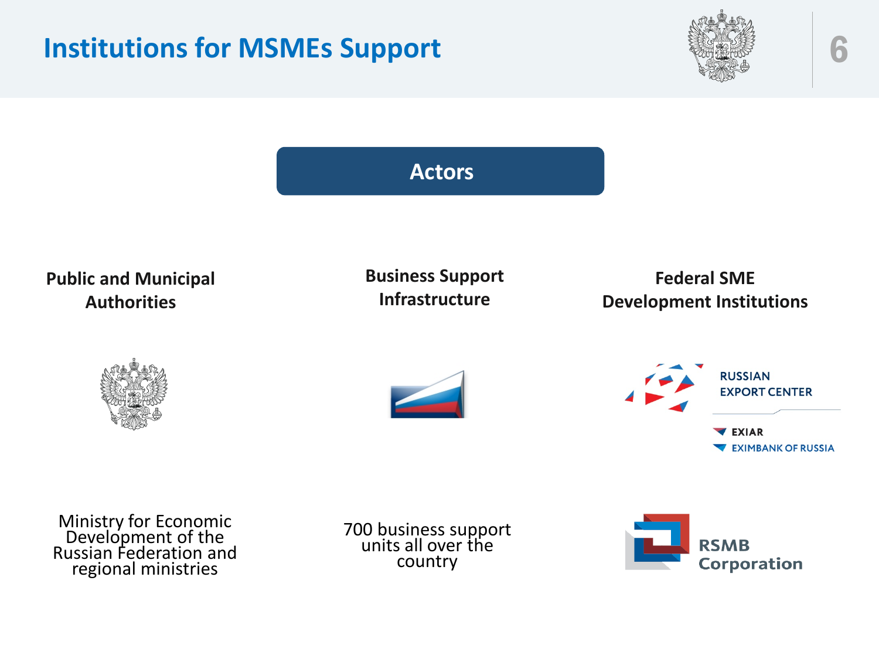# Institutions for MSMEs Support

## Actors

| Public and Municipal Authorities | Business Support Infrastructure | Federal SME Development Institutions |
|---|---|---|
| Ministry for Economic Development of the Russian Federation and regional ministries | 700 business support units all over the country | RUSSIAN EXPORT CENTER<br>EXIAR<br>EXIMBANK OF RUSSIA<br>RSMB Corporation |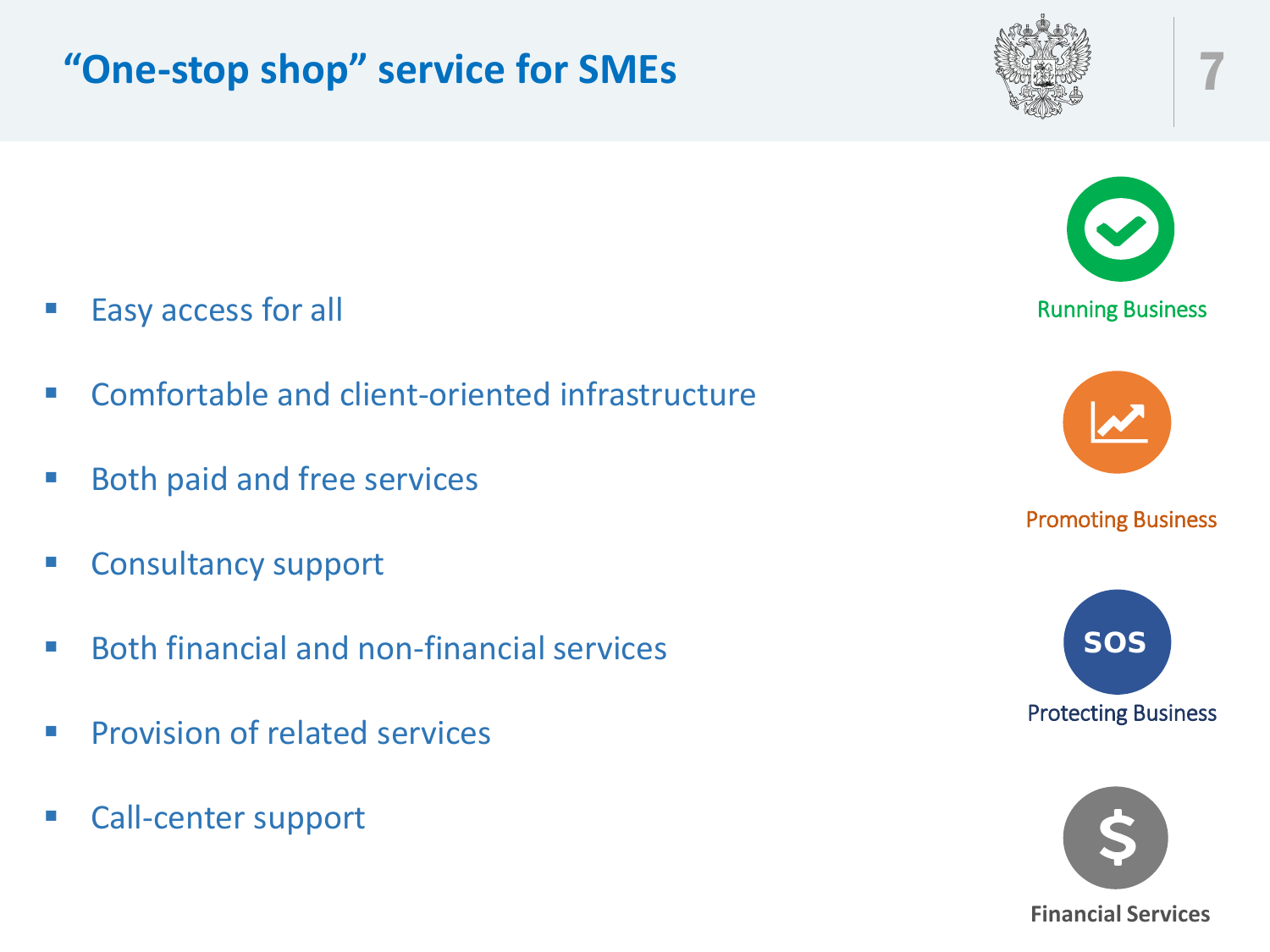# "One-stop shop" service for SMEs

- Easy access for all
- Comfortable and client-oriented infrastructure
- Both paid and free services
- Consultancy support
- Both financial and non-financial services
- Provision of related services
- Call-center support

Running Business

Promoting Business

Protecting Business

Financial Services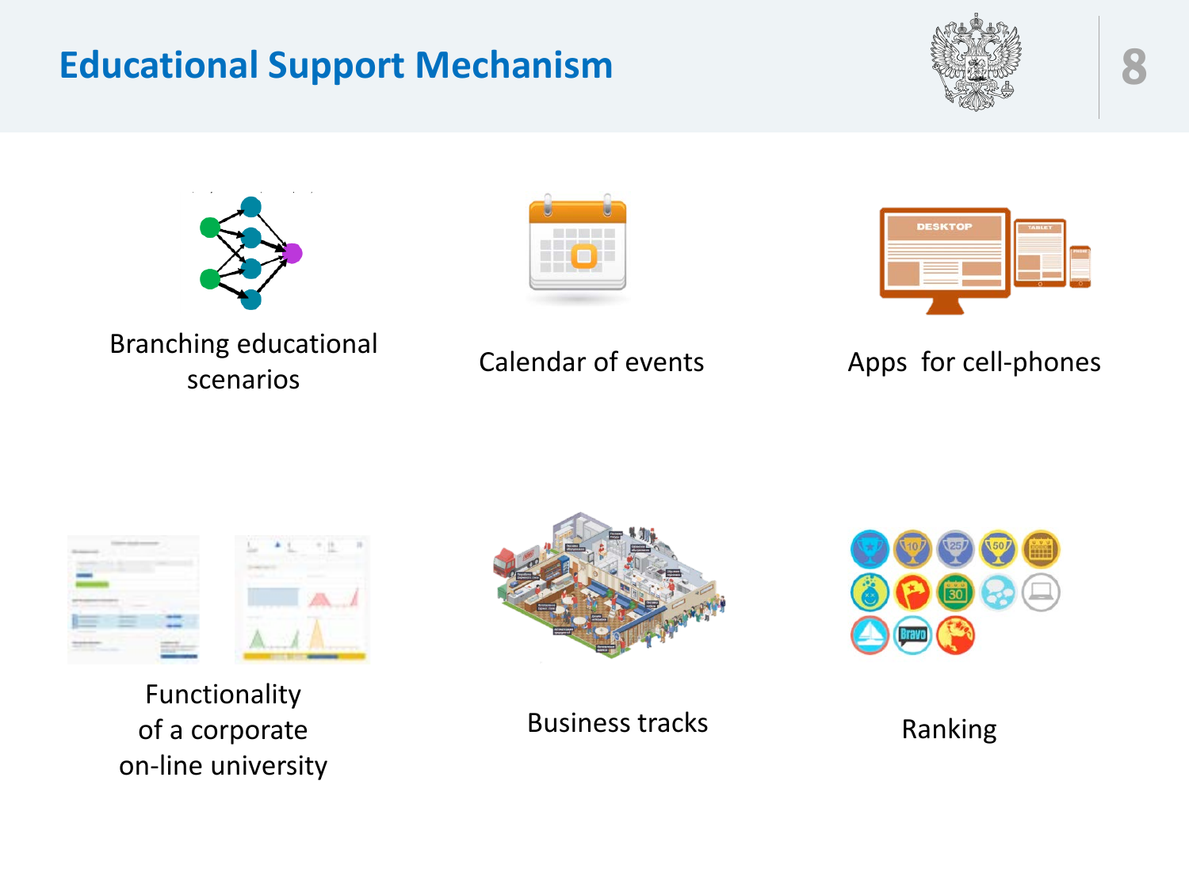# Educational Support Mechanism

Branching educational scenarios

Calendar of events

Apps for cell-phones

Functionality of a corporate on-line university

Business tracks

Ranking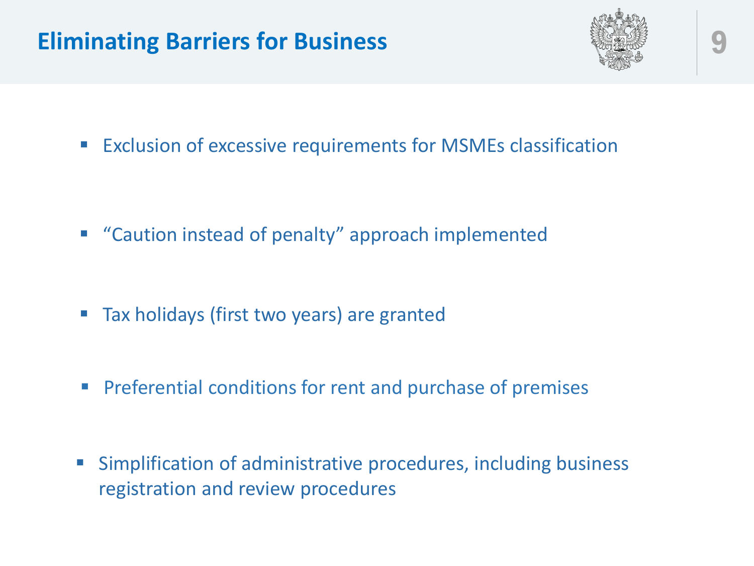# Eliminating Barriers for Business

- Exclusion of excessive requirements for MSMEs classification
- "Caution instead of penalty" approach implemented
- Tax holidays (first two years) are granted
- Preferential conditions for rent and purchase of premises
- Simplification of administrative procedures, including business registration and review procedures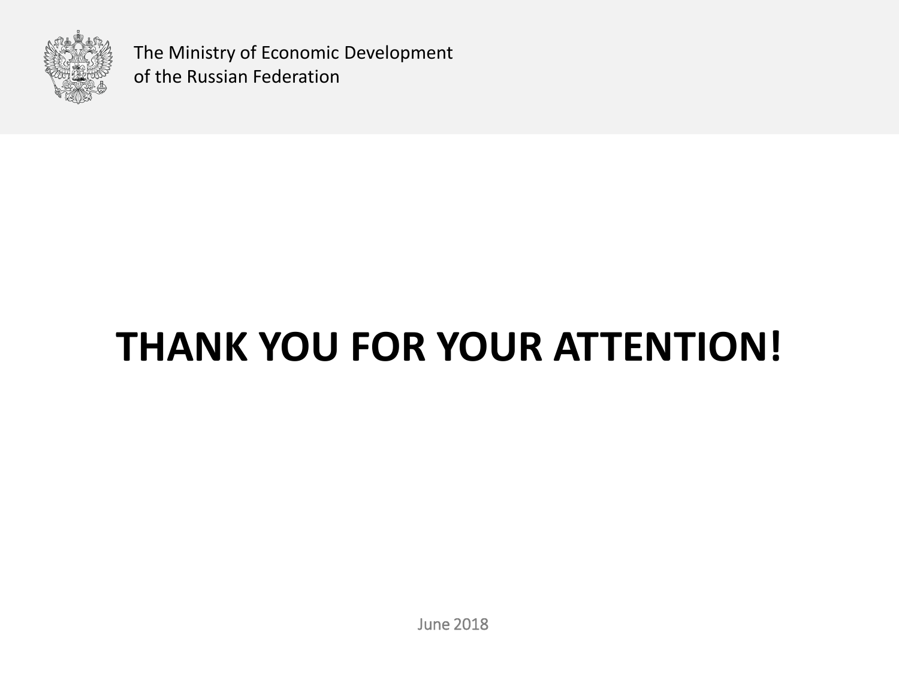The Ministry of Economic Development
of the Russian Federation

# THANK YOU FOR YOUR ATTENTION!

June 2018